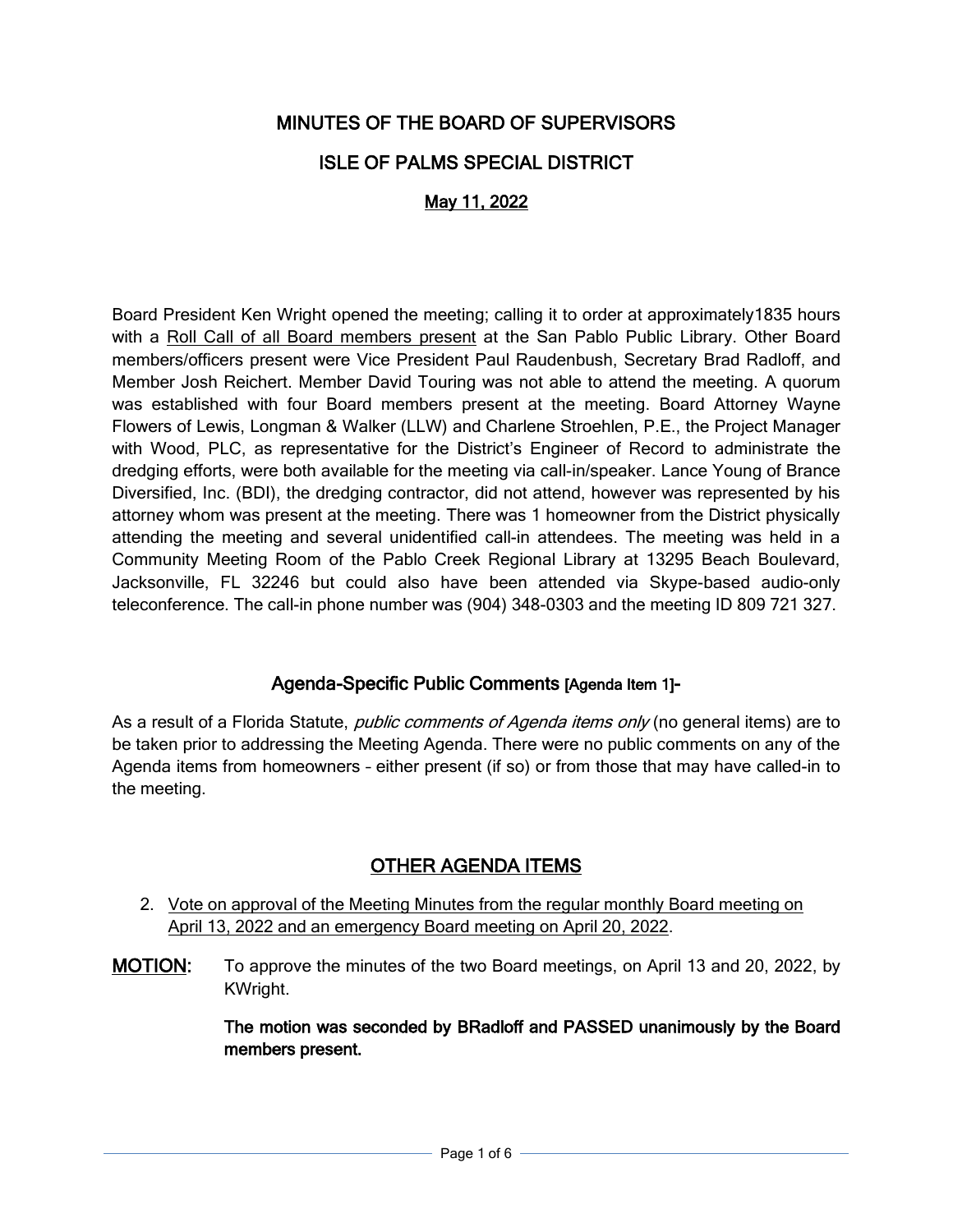# MINUTES OF THE BOARD OF SUPERVISORS

# ISLE OF PALMS SPECIAL DISTRICT

## <u>May 11, 2022</u>

Board President Ken Wright opened the meeting; calling it to order at approximately1835 hours with a <u>Roll Call of all Board members present</u> at the San Pablo Public Library. Other Board members/officers present were Vice President Paul Raudenbush, Secretary Brad Radloff, and Member Josh Reichert. Member David Touring was not able to attend the meeting. A quorum was established with four Board members present at the meeting. Board Attorney Wayne Flowers of Lewis, Longman & Walker (LLW) and Charlene Stroehlen, P.E., the Project Manager with Wood, PLC, as representative for the District's Engineer of Record to administrate the dredging efforts, were both available for the meeting via call-in/speaker. Lance Young of Brance Diversified, Inc. (BDI), the dredging contractor, did not attend, however was represented by his attorney whom was present at the meeting. There was 1 homeowner from the District physically attending the meeting and several unidentified call-in attendees. The meeting was held in a Community Meeting Room of the Pablo Creek Regional Library at 13295 Beach Boulevard, Jacksonville, FL 32246 but could also have been attended via Skype-based audio-only teleconference. The call-in phone number was (904) 348-0303 and the meeting ID 809 721 327.

### Agenda-Specific Public Comments [Agenda Item 1]-

As a result of a Florida Statute, *public comments of Agenda items only* (no general items) are to be taken prior to addressing the Meeting Agenda. There were no public comments on any of the Agenda items from homeowners – either present (if so) or from those that may have called-in to the meeting.

### <u>OTHER AGENDA ITEMS</u>

2. <u>Vote on approval of the Meeting Minutes from the regular monthly Board meeting on April 13, 2022 and an emergency Board meeting on April 20, 2022</u>.

**<u>MOTION</u>:** To approve the minutes of the two Board meetings, on April 13 and 20, 2022, by KWright.

**The motion was seconded by BRadloff and PASSED unanimously by the Board members present.**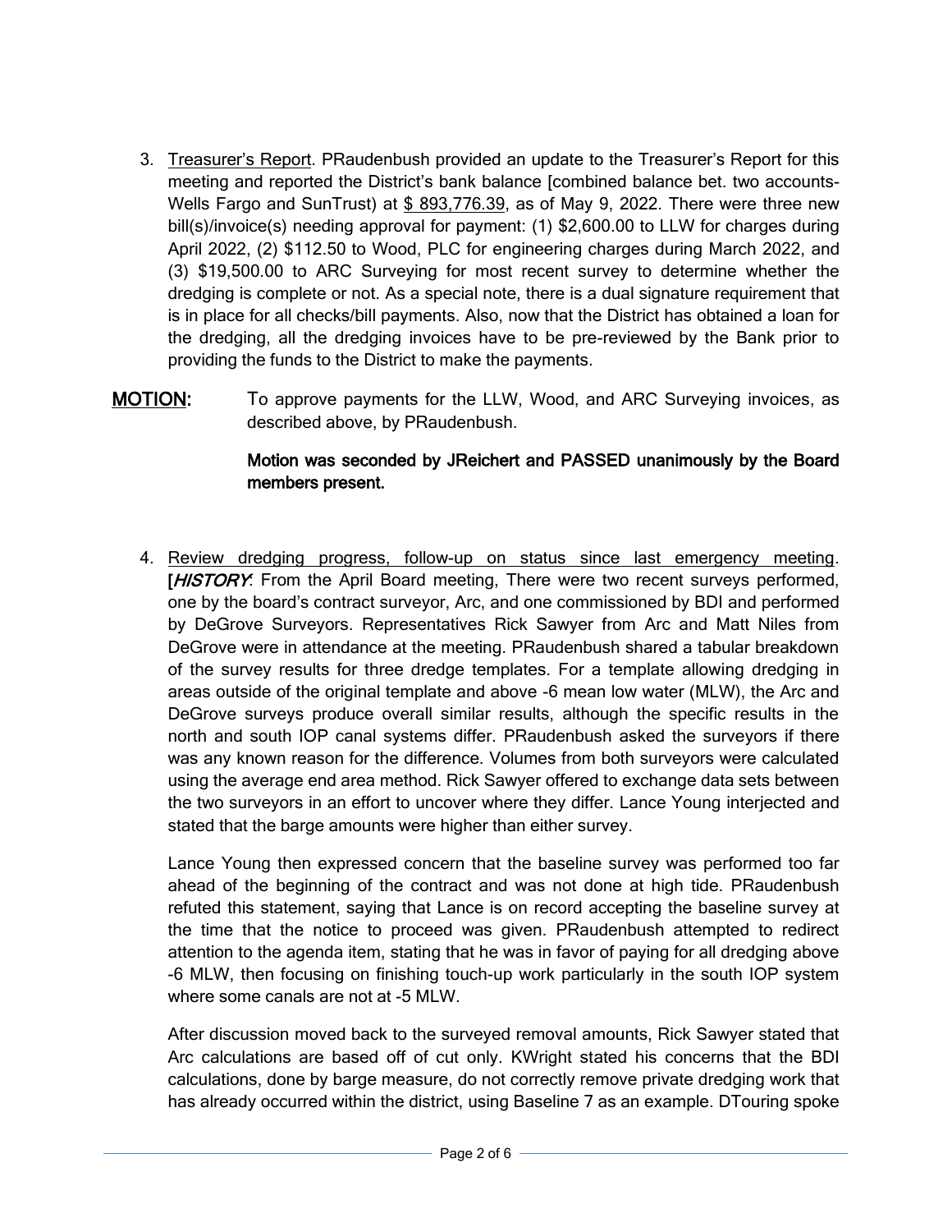3. Treasurer's Report. PRaudenbush provided an update to the Treasurer's Report for this meeting and reported the District's bank balance [combined balance bet. two accounts- Wells Fargo and SunTrust) at $ 893,776.39, as of May 9, 2022. There were three new bill(s)/invoice(s) needing approval for payment: (1) $2,600.00 to LLW for charges during April 2022, (2) $112.50 to Wood, PLC for engineering charges during March 2022, and (3) $19,500.00 to ARC Surveying for most recent survey to determine whether the dredging is complete or not. As a special note, there is a dual signature requirement that is in place for all checks/bill payments. Also, now that the District has obtained a loan for the dredging, all the dredging invoices have to be pre-reviewed by the Bank prior to providing the funds to the District to make the payments.

**MOTION:** To approve payments for the LLW, Wood, and ARC Surveying invoices, as described above, by PRaudenbush.

**Motion was seconded by JReichert and PASSED unanimously by the Board members present.**

4. Review dredging progress, follow-up on status since last emergency meeting. [*HISTORY*: From the April Board meeting, There were two recent surveys performed, one by the board's contract surveyor, Arc, and one commissioned by BDI and performed by DeGrove Surveyors. Representatives Rick Sawyer from Arc and Matt Niles from DeGrove were in attendance at the meeting. PRaudenbush shared a tabular breakdown of the survey results for three dredge templates. For a template allowing dredging in areas outside of the original template and above -6 mean low water (MLW), the Arc and DeGrove surveys produce overall similar results, although the specific results in the north and south IOP canal systems differ. PRaudenbush asked the surveyors if there was any known reason for the difference. Volumes from both surveyors were calculated using the average end area method. Rick Sawyer offered to exchange data sets between the two surveyors in an effort to uncover where they differ. Lance Young interjected and stated that the barge amounts were higher than either survey.

   Lance Young then expressed concern that the baseline survey was performed too far ahead of the beginning of the contract and was not done at high tide. PRaudenbush refuted this statement, saying that Lance is on record accepting the baseline survey at the time that the notice to proceed was given. PRaudenbush attempted to redirect attention to the agenda item, stating that he was in favor of paying for all dredging above -6 MLW, then focusing on finishing touch-up work particularly in the south IOP system where some canals are not at -5 MLW.

   After discussion moved back to the surveyed removal amounts, Rick Sawyer stated that Arc calculations are based off of cut only. KWright stated his concerns that the BDI calculations, done by barge measure, do not correctly remove private dredging work that has already occurred within the district, using Baseline 7 as an example. DTouring spoke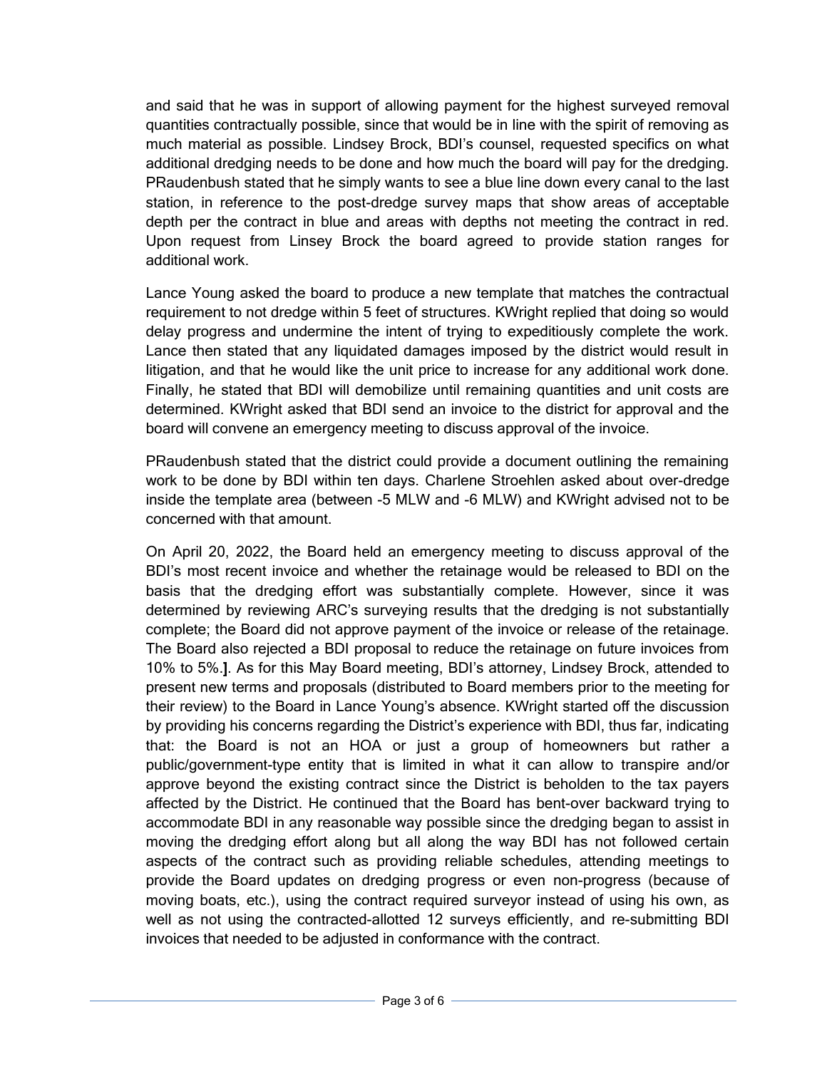and said that he was in support of allowing payment for the highest surveyed removal quantities contractually possible, since that would be in line with the spirit of removing as much material as possible. Lindsey Brock, BDI's counsel, requested specifics on what additional dredging needs to be done and how much the board will pay for the dredging. PRaudenbush stated that he simply wants to see a blue line down every canal to the last station, in reference to the post-dredge survey maps that show areas of acceptable depth per the contract in blue and areas with depths not meeting the contract in red. Upon request from Linsey Brock the board agreed to provide station ranges for additional work.

Lance Young asked the board to produce a new template that matches the contractual requirement to not dredge within 5 feet of structures. KWright replied that doing so would delay progress and undermine the intent of trying to expeditiously complete the work. Lance then stated that any liquidated damages imposed by the district would result in litigation, and that he would like the unit price to increase for any additional work done. Finally, he stated that BDI will demobilize until remaining quantities and unit costs are determined. KWright asked that BDI send an invoice to the district for approval and the board will convene an emergency meeting to discuss approval of the invoice.

PRaudenbush stated that the district could provide a document outlining the remaining work to be done by BDI within ten days. Charlene Stroehlen asked about over-dredge inside the template area (between -5 MLW and -6 MLW) and KWright advised not to be concerned with that amount.

On April 20, 2022, the Board held an emergency meeting to discuss approval of the BDI's most recent invoice and whether the retainage would be released to BDI on the basis that the dredging effort was substantially complete. However, since it was determined by reviewing ARC's surveying results that the dredging is not substantially complete; the Board did not approve payment of the invoice or release of the retainage. The Board also rejected a BDI proposal to reduce the retainage on future invoices from 10% to 5%.]. As for this May Board meeting, BDI's attorney, Lindsey Brock, attended to present new terms and proposals (distributed to Board members prior to the meeting for their review) to the Board in Lance Young's absence. KWright started off the discussion by providing his concerns regarding the District's experience with BDI, thus far, indicating that: the Board is not an HOA or just a group of homeowners but rather a public/government-type entity that is limited in what it can allow to transpire and/or approve beyond the existing contract since the District is beholden to the tax payers affected by the District. He continued that the Board has bent-over backward trying to accommodate BDI in any reasonable way possible since the dredging began to assist in moving the dredging effort along but all along the way BDI has not followed certain aspects of the contract such as providing reliable schedules, attending meetings to provide the Board updates on dredging progress or even non-progress (because of moving boats, etc.), using the contract required surveyor instead of using his own, as well as not using the contracted-allotted 12 surveys efficiently, and re-submitting BDI invoices that needed to be adjusted in conformance with the contract.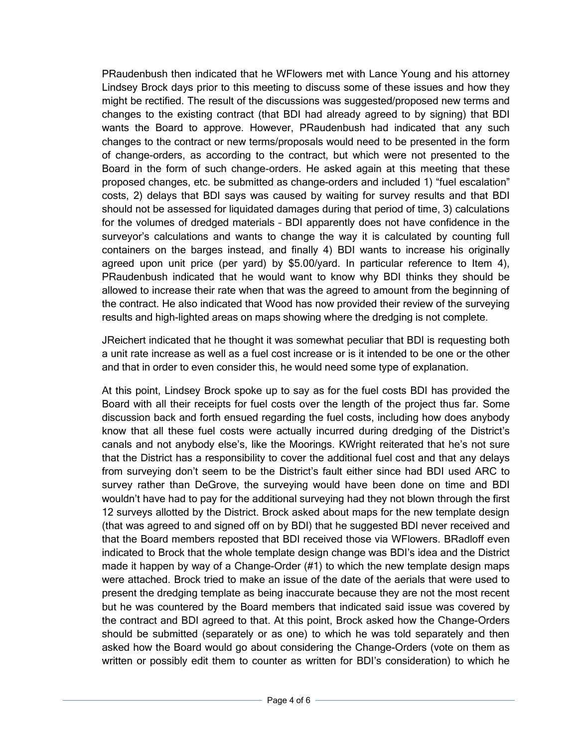PRaudenbush then indicated that he WFlowers met with Lance Young and his attorney Lindsey Brock days prior to this meeting to discuss some of these issues and how they might be rectified. The result of the discussions was suggested/proposed new terms and changes to the existing contract (that BDI had already agreed to by signing) that BDI wants the Board to approve. However, PRaudenbush had indicated that any such changes to the contract or new terms/proposals would need to be presented in the form of change-orders, as according to the contract, but which were not presented to the Board in the form of such change-orders. He asked again at this meeting that these proposed changes, etc. be submitted as change-orders and included 1) "fuel escalation" costs, 2) delays that BDI says was caused by waiting for survey results and that BDI should not be assessed for liquidated damages during that period of time, 3) calculations for the volumes of dredged materials – BDI apparently does not have confidence in the surveyor's calculations and wants to change the way it is calculated by counting full containers on the barges instead, and finally 4) BDI wants to increase his originally agreed upon unit price (per yard) by $5.00/yard. In particular reference to Item 4), PRaudenbush indicated that he would want to know why BDI thinks they should be allowed to increase their rate when that was the agreed to amount from the beginning of the contract. He also indicated that Wood has now provided their review of the surveying results and high-lighted areas on maps showing where the dredging is not complete.

JReichert indicated that he thought it was somewhat peculiar that BDI is requesting both a unit rate increase as well as a fuel cost increase or is it intended to be one or the other and that in order to even consider this, he would need some type of explanation.

At this point, Lindsey Brock spoke up to say as for the fuel costs BDI has provided the Board with all their receipts for fuel costs over the length of the project thus far. Some discussion back and forth ensued regarding the fuel costs, including how does anybody know that all these fuel costs were actually incurred during dredging of the District's canals and not anybody else's, like the Moorings. KWright reiterated that he's not sure that the District has a responsibility to cover the additional fuel cost and that any delays from surveying don't seem to be the District's fault either since had BDI used ARC to survey rather than DeGrove, the surveying would have been done on time and BDI wouldn't have had to pay for the additional surveying had they not blown through the first 12 surveys allotted by the District. Brock asked about maps for the new template design (that was agreed to and signed off on by BDI) that he suggested BDI never received and that the Board members reposted that BDI received those via WFlowers. BRadloff even indicated to Brock that the whole template design change was BDI's idea and the District made it happen by way of a Change-Order (#1) to which the new template design maps were attached. Brock tried to make an issue of the date of the aerials that were used to present the dredging template as being inaccurate because they are not the most recent but he was countered by the Board members that indicated said issue was covered by the contract and BDI agreed to that. At this point, Brock asked how the Change-Orders should be submitted (separately or as one) to which he was told separately and then asked how the Board would go about considering the Change-Orders (vote on them as written or possibly edit them to counter as written for BDI's consideration) to which he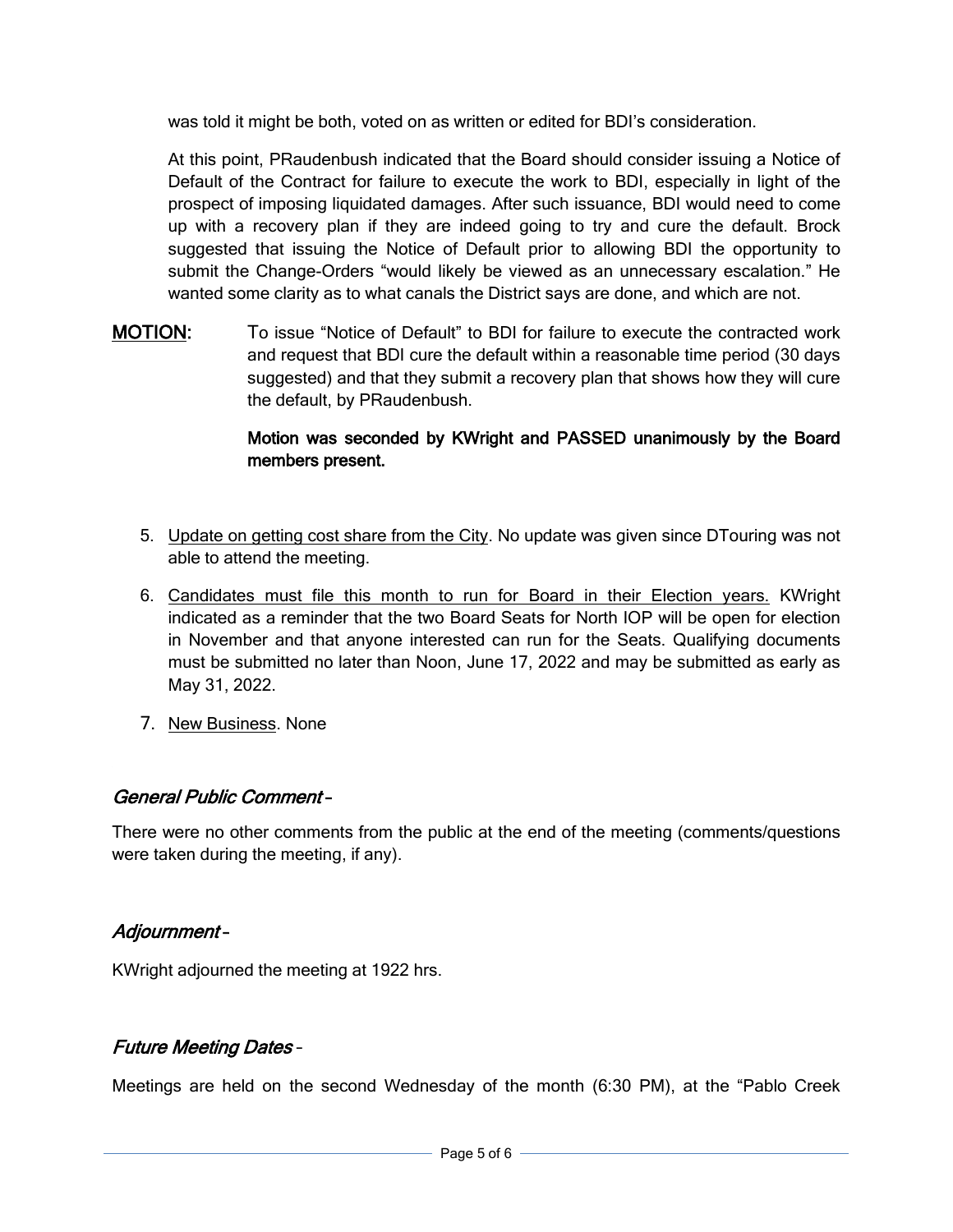was told it might be both, voted on as written or edited for BDI's consideration.

At this point, PRaudenbush indicated that the Board should consider issuing a Notice of Default of the Contract for failure to execute the work to BDI, especially in light of the prospect of imposing liquidated damages. After such issuance, BDI would need to come up with a recovery plan if they are indeed going to try and cure the default. Brock suggested that issuing the Notice of Default prior to allowing BDI the opportunity to submit the Change-Orders "would likely be viewed as an unnecessary escalation." He wanted some clarity as to what canals the District says are done, and which are not.

**MOTION:** To issue "Notice of Default" to BDI for failure to execute the contracted work and request that BDI cure the default within a reasonable time period (30 days suggested) and that they submit a recovery plan that shows how they will cure the default, by PRaudenbush.

**Motion was seconded by KWright and PASSED unanimously by the Board members present.**

5. Update on getting cost share from the City. No update was given since DTouring was not able to attend the meeting.
6. Candidates must file this month to run for Board in their Election years. KWright indicated as a reminder that the two Board Seats for North IOP will be open for election in November and that anyone interested can run for the Seats. Qualifying documents must be submitted no later than Noon, June 17, 2022 and may be submitted as early as May 31, 2022.
7. New Business. None

## *General Public Comment –*

There were no other comments from the public at the end of the meeting (comments/questions were taken during the meeting, if any).

## *Adjournment –*

KWright adjourned the meeting at 1922 hrs.

## *Future Meeting Dates –*

Meetings are held on the second Wednesday of the month (6:30 PM), at the "Pablo Creek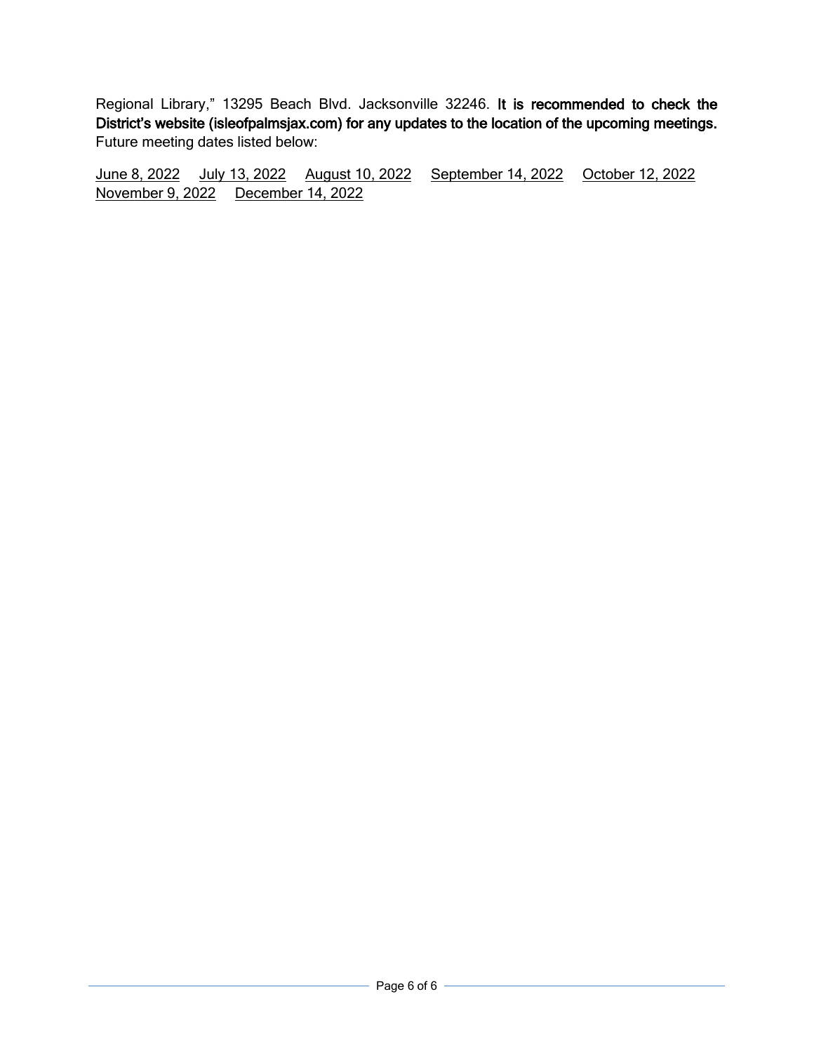Regional Library," 13295 Beach Blvd. Jacksonville 32246. **It is recommended to check the District's website (isleofpalmsjax.com) for any updates to the location of the upcoming meetings.** Future meeting dates listed below:

June 8, 2022    July 13, 2022    August 10, 2022    September 14, 2022    October 12, 2022    November 9, 2022    December 14, 2022